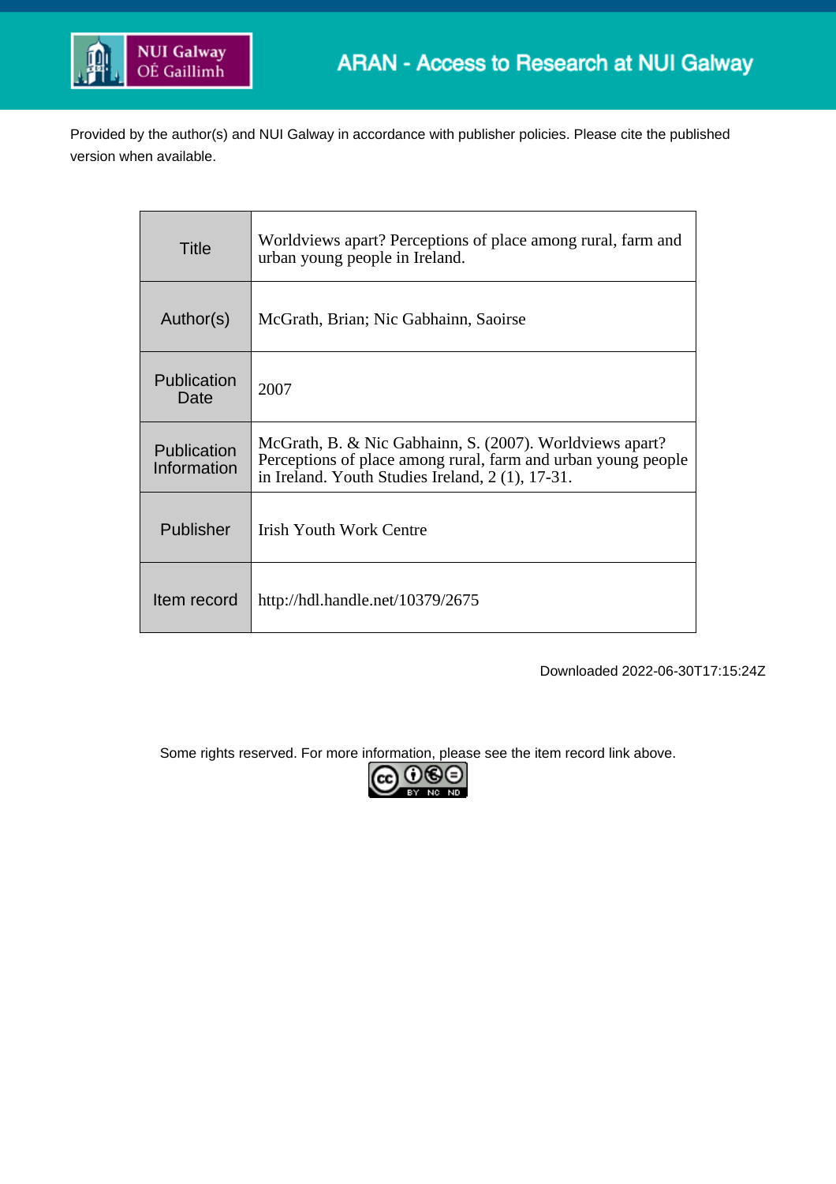NUI Galway
OÉ Gaillimh

ARAN - Access to Research at NUI Galway

Provided by the author(s) and NUI Galway in accordance with publisher policies. Please cite the published version when available.

| | |
|---|---|
| Title | Worldviews apart? Perceptions of place among rural, farm and urban young people in Ireland. |
| Author(s) | McGrath, Brian; Nic Gabhainn, Saoirse |
| Publication Date | 2007 |
| Publication Information | McGrath, B. & Nic Gabhainn, S. (2007). Worldviews apart? Perceptions of place among rural, farm and urban young people in Ireland. Youth Studies Ireland, 2 (1), 17-31. |
| Publisher | Irish Youth Work Centre |
| Item record | http://hdl.handle.net/10379/2675 |

Downloaded 2022-06-30T17:15:24Z

Some rights reserved. For more information, please see the item record link above.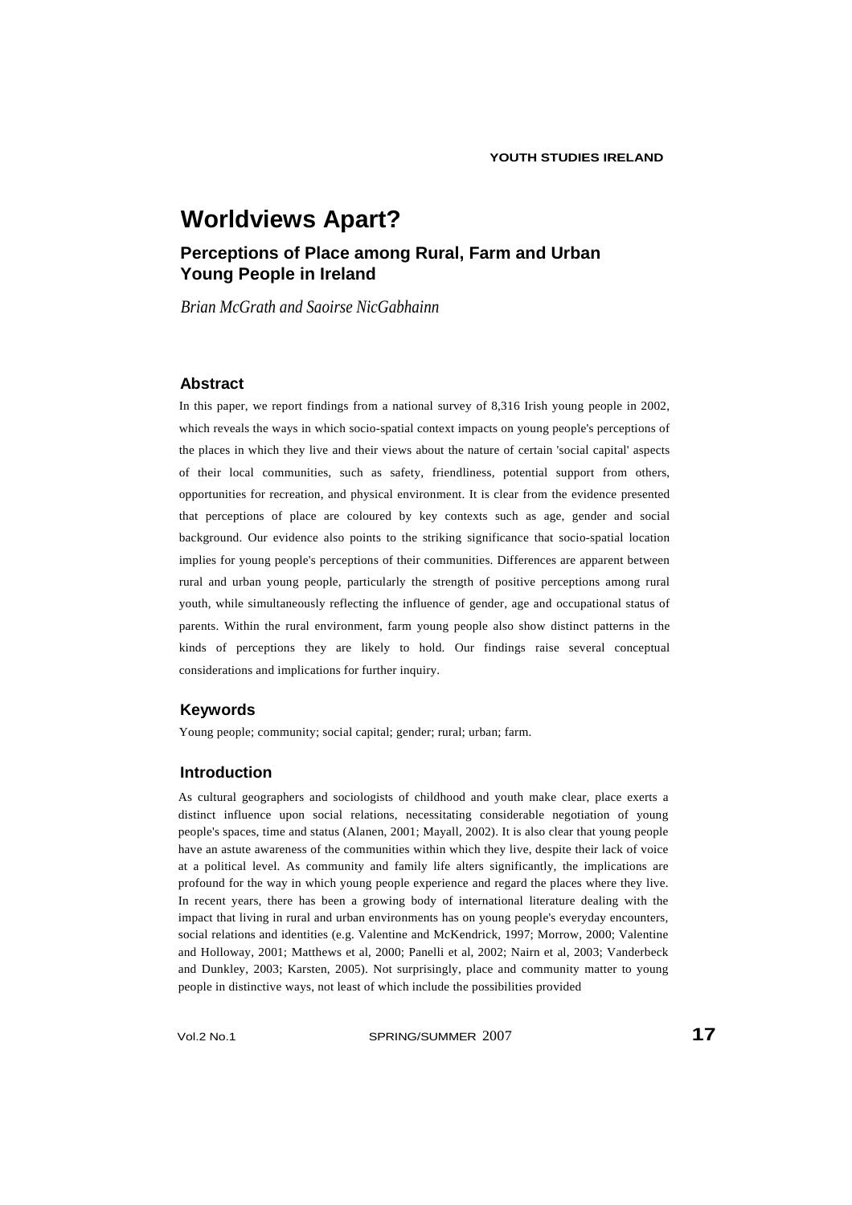# Worldviews Apart?

## Perceptions of Place among Rural, Farm and Urban Young People in Ireland

*Brian McGrath and Saoirse NicGabhainn*

### Abstract

In this paper, we report findings from a national survey of 8,316 Irish young people in 2002, which reveals the ways in which socio-spatial context impacts on young people's perceptions of the places in which they live and their views about the nature of certain 'social capital' aspects of their local communities, such as safety, friendliness, potential support from others, opportunities for recreation, and physical environment. It is clear from the evidence presented that perceptions of place are coloured by key contexts such as age, gender and social background. Our evidence also points to the striking significance that socio-spatial location implies for young people's perceptions of their communities. Differences are apparent between rural and urban young people, particularly the strength of positive perceptions among rural youth, while simultaneously reflecting the influence of gender, age and occupational status of parents. Within the rural environment, farm young people also show distinct patterns in the kinds of perceptions they are likely to hold. Our findings raise several conceptual considerations and implications for further inquiry.

### Keywords

Young people; community; social capital; gender; rural; urban; farm.

### Introduction

As cultural geographers and sociologists of childhood and youth make clear, place exerts a distinct influence upon social relations, necessitating considerable negotiation of young people's spaces, time and status (Alanen, 2001; Mayall, 2002). It is also clear that young people have an astute awareness of the communities within which they live, despite their lack of voice at a political level. As community and family life alters significantly, the implications are profound for the way in which young people experience and regard the places where they live. In recent years, there has been a growing body of international literature dealing with the impact that living in rural and urban environments has on young people's everyday encounters, social relations and identities (e.g. Valentine and McKendrick, 1997; Morrow, 2000; Valentine and Holloway, 2001; Matthews et al, 2000; Panelli et al, 2002; Nairn et al, 2003; Vanderbeck and Dunkley, 2003; Karsten, 2005). Not surprisingly, place and community matter to young people in distinctive ways, not least of which include the possibilities provided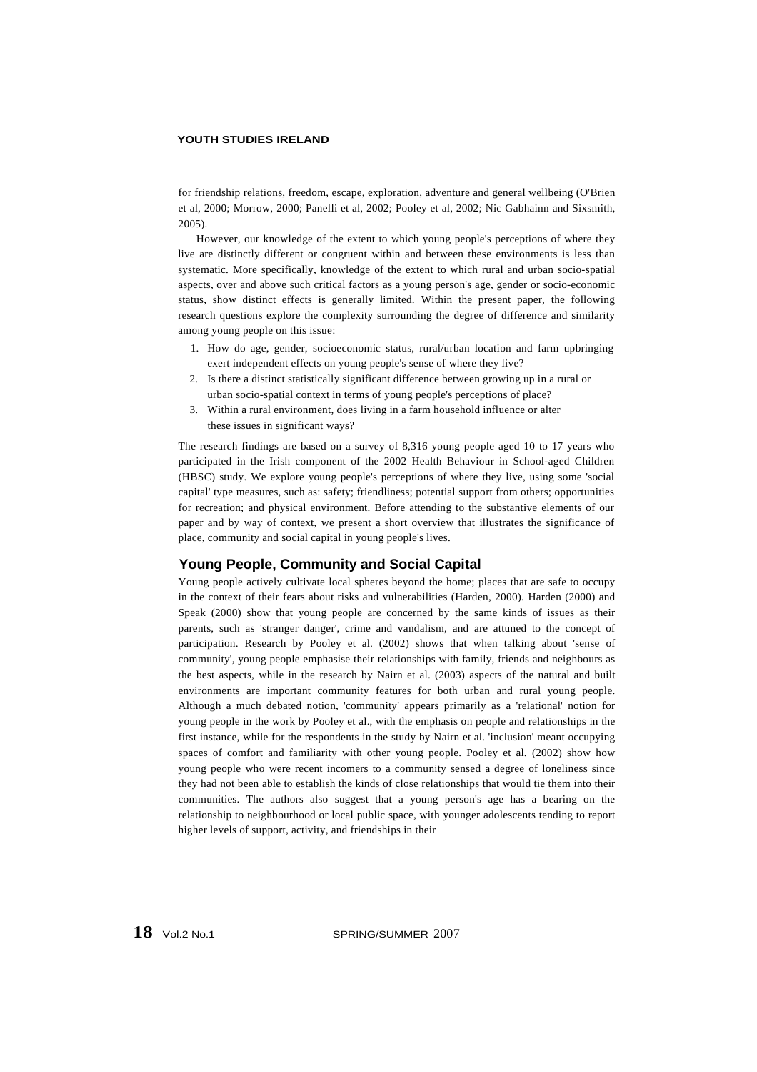for friendship relations, freedom, escape, exploration, adventure and general wellbeing (O'Brien et al, 2000; Morrow, 2000; Panelli et al, 2002; Pooley et al, 2002; Nic Gabhainn and Sixsmith, 2005).

However, our knowledge of the extent to which young people's perceptions of where they live are distinctly different or congruent within and between these environments is less than systematic. More specifically, knowledge of the extent to which rural and urban socio-spatial aspects, over and above such critical factors as a young person's age, gender or socio-economic status, show distinct effects is generally limited. Within the present paper, the following research questions explore the complexity surrounding the degree of difference and similarity among young people on this issue:

1. How do age, gender, socioeconomic status, rural/urban location and farm upbringing exert independent effects on young people's sense of where they live?
2. Is there a distinct statistically significant difference between growing up in a rural or urban socio-spatial context in terms of young people's perceptions of place?
3. Within a rural environment, does living in a farm household influence or alter these issues in significant ways?

The research findings are based on a survey of 8,316 young people aged 10 to 17 years who participated in the Irish component of the 2002 Health Behaviour in School-aged Children (HBSC) study. We explore young people's perceptions of where they live, using some 'social capital' type measures, such as: safety; friendliness; potential support from others; opportunities for recreation; and physical environment. Before attending to the substantive elements of our paper and by way of context, we present a short overview that illustrates the significance of place, community and social capital in young people's lives.

## Young People, Community and Social Capital

Young people actively cultivate local spheres beyond the home; places that are safe to occupy in the context of their fears about risks and vulnerabilities (Harden, 2000). Harden (2000) and Speak (2000) show that young people are concerned by the same kinds of issues as their parents, such as 'stranger danger', crime and vandalism, and are attuned to the concept of participation. Research by Pooley et al. (2002) shows that when talking about 'sense of community', young people emphasise their relationships with family, friends and neighbours as the best aspects, while in the research by Nairn et al. (2003) aspects of the natural and built environments are important community features for both urban and rural young people. Although a much debated notion, 'community' appears primarily as a 'relational' notion for young people in the work by Pooley et al., with the emphasis on people and relationships in the first instance, while for the respondents in the study by Nairn et al. 'inclusion' meant occupying spaces of comfort and familiarity with other young people. Pooley et al. (2002) show how young people who were recent incomers to a community sensed a degree of loneliness since they had not been able to establish the kinds of close relationships that would tie them into their communities. The authors also suggest that a young person's age has a bearing on the relationship to neighbourhood or local public space, with younger adolescents tending to report higher levels of support, activity, and friendships in their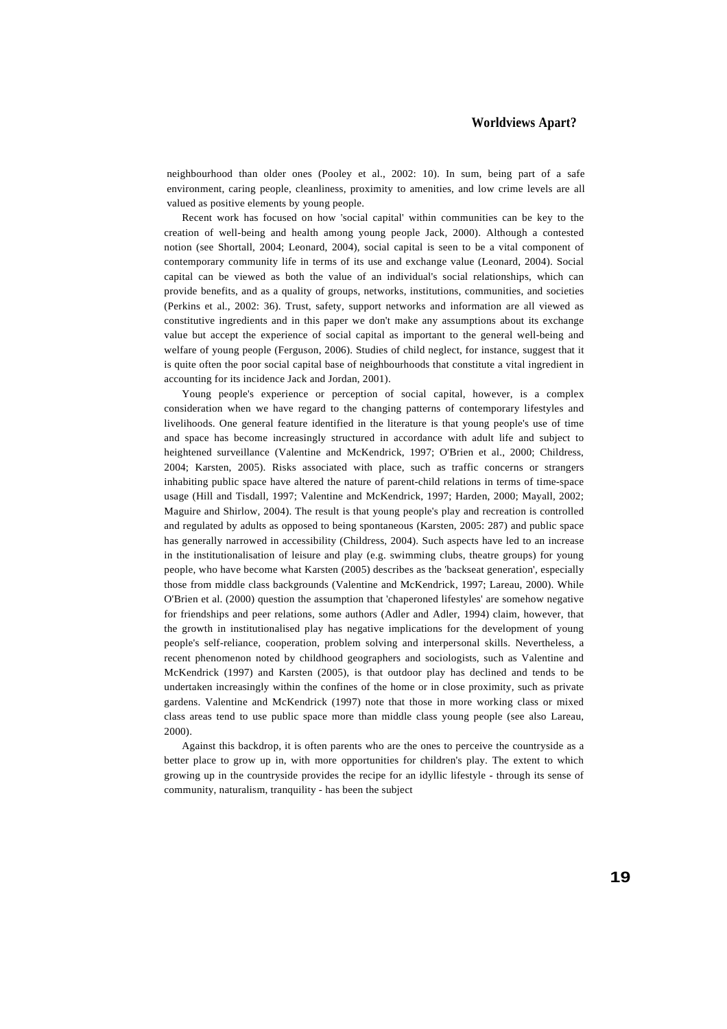neighbourhood than older ones (Pooley et al., 2002: 10). In sum, being part of a safe environment, caring people, cleanliness, proximity to amenities, and low crime levels are all valued as positive elements by young people.

Recent work has focused on how 'social capital' within communities can be key to the creation of well-being and health among young people Jack, 2000). Although a contested notion (see Shortall, 2004; Leonard, 2004), social capital is seen to be a vital component of contemporary community life in terms of its use and exchange value (Leonard, 2004). Social capital can be viewed as both the value of an individual's social relationships, which can provide benefits, and as a quality of groups, networks, institutions, communities, and societies (Perkins et al., 2002: 36). Trust, safety, support networks and information are all viewed as constitutive ingredients and in this paper we don't make any assumptions about its exchange value but accept the experience of social capital as important to the general well-being and welfare of young people (Ferguson, 2006). Studies of child neglect, for instance, suggest that it is quite often the poor social capital base of neighbourhoods that constitute a vital ingredient in accounting for its incidence Jack and Jordan, 2001).

Young people's experience or perception of social capital, however, is a complex consideration when we have regard to the changing patterns of contemporary lifestyles and livelihoods. One general feature identified in the literature is that young people's use of time and space has become increasingly structured in accordance with adult life and subject to heightened surveillance (Valentine and McKendrick, 1997; O'Brien et al., 2000; Childress, 2004; Karsten, 2005). Risks associated with place, such as traffic concerns or strangers inhabiting public space have altered the nature of parent-child relations in terms of time-space usage (Hill and Tisdall, 1997; Valentine and McKendrick, 1997; Harden, 2000; Mayall, 2002; Maguire and Shirlow, 2004). The result is that young people's play and recreation is controlled and regulated by adults as opposed to being spontaneous (Karsten, 2005: 287) and public space has generally narrowed in accessibility (Childress, 2004). Such aspects have led to an increase in the institutionalisation of leisure and play (e.g. swimming clubs, theatre groups) for young people, who have become what Karsten (2005) describes as the 'backseat generation', especially those from middle class backgrounds (Valentine and McKendrick, 1997; Lareau, 2000). While O'Brien et al. (2000) question the assumption that 'chaperoned lifestyles' are somehow negative for friendships and peer relations, some authors (Adler and Adler, 1994) claim, however, that the growth in institutionalised play has negative implications for the development of young people's self-reliance, cooperation, problem solving and interpersonal skills. Nevertheless, a recent phenomenon noted by childhood geographers and sociologists, such as Valentine and McKendrick (1997) and Karsten (2005), is that outdoor play has declined and tends to be undertaken increasingly within the confines of the home or in close proximity, such as private gardens. Valentine and McKendrick (1997) note that those in more working class or mixed class areas tend to use public space more than middle class young people (see also Lareau, 2000).

Against this backdrop, it is often parents who are the ones to perceive the countryside as a better place to grow up in, with more opportunities for children's play. The extent to which growing up in the countryside provides the recipe for an idyllic lifestyle - through its sense of community, naturalism, tranquility - has been the subject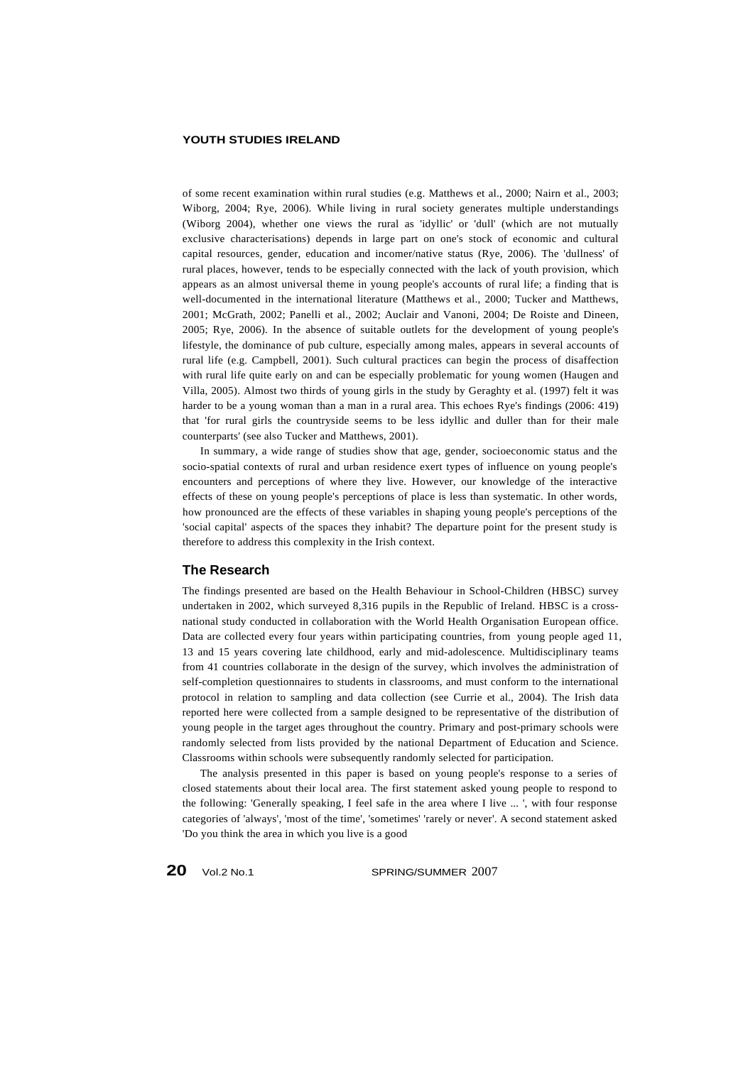of some recent examination within rural studies (e.g. Matthews et al., 2000; Nairn et al., 2003; Wiborg, 2004; Rye, 2006). While living in rural society generates multiple understandings (Wiborg 2004), whether one views the rural as 'idyllic' or 'dull' (which are not mutually exclusive characterisations) depends in large part on one's stock of economic and cultural capital resources, gender, education and incomer/native status (Rye, 2006). The 'dullness' of rural places, however, tends to be especially connected with the lack of youth provision, which appears as an almost universal theme in young people's accounts of rural life; a finding that is well-documented in the international literature (Matthews et al., 2000; Tucker and Matthews, 2001; McGrath, 2002; Panelli et al., 2002; Auclair and Vanoni, 2004; De Roiste and Dineen, 2005; Rye, 2006). In the absence of suitable outlets for the development of young people's lifestyle, the dominance of pub culture, especially among males, appears in several accounts of rural life (e.g. Campbell, 2001). Such cultural practices can begin the process of disaffection with rural life quite early on and can be especially problematic for young women (Haugen and Villa, 2005). Almost two thirds of young girls in the study by Geraghty et al. (1997) felt it was harder to be a young woman than a man in a rural area. This echoes Rye's findings (2006: 419) that 'for rural girls the countryside seems to be less idyllic and duller than for their male counterparts' (see also Tucker and Matthews, 2001).

In summary, a wide range of studies show that age, gender, socioeconomic status and the socio-spatial contexts of rural and urban residence exert types of influence on young people's encounters and perceptions of where they live. However, our knowledge of the interactive effects of these on young people's perceptions of place is less than systematic. In other words, how pronounced are the effects of these variables in shaping young people's perceptions of the 'social capital' aspects of the spaces they inhabit? The departure point for the present study is therefore to address this complexity in the Irish context.

## The Research

The findings presented are based on the Health Behaviour in School-Children (HBSC) survey undertaken in 2002, which surveyed 8,316 pupils in the Republic of Ireland. HBSC is a cross-national study conducted in collaboration with the World Health Organisation European office. Data are collected every four years within participating countries, from young people aged 11, 13 and 15 years covering late childhood, early and mid-adolescence. Multidisciplinary teams from 41 countries collaborate in the design of the survey, which involves the administration of self-completion questionnaires to students in classrooms, and must conform to the international protocol in relation to sampling and data collection (see Currie et al., 2004). The Irish data reported here were collected from a sample designed to be representative of the distribution of young people in the target ages throughout the country. Primary and post-primary schools were randomly selected from lists provided by the national Department of Education and Science. Classrooms within schools were subsequently randomly selected for participation.

The analysis presented in this paper is based on young people's response to a series of closed statements about their local area. The first statement asked young people to respond to the following: 'Generally speaking, I feel safe in the area where I live ... ', with four response categories of 'always', 'most of the time', 'sometimes' 'rarely or never'. A second statement asked 'Do you think the area in which you live is a good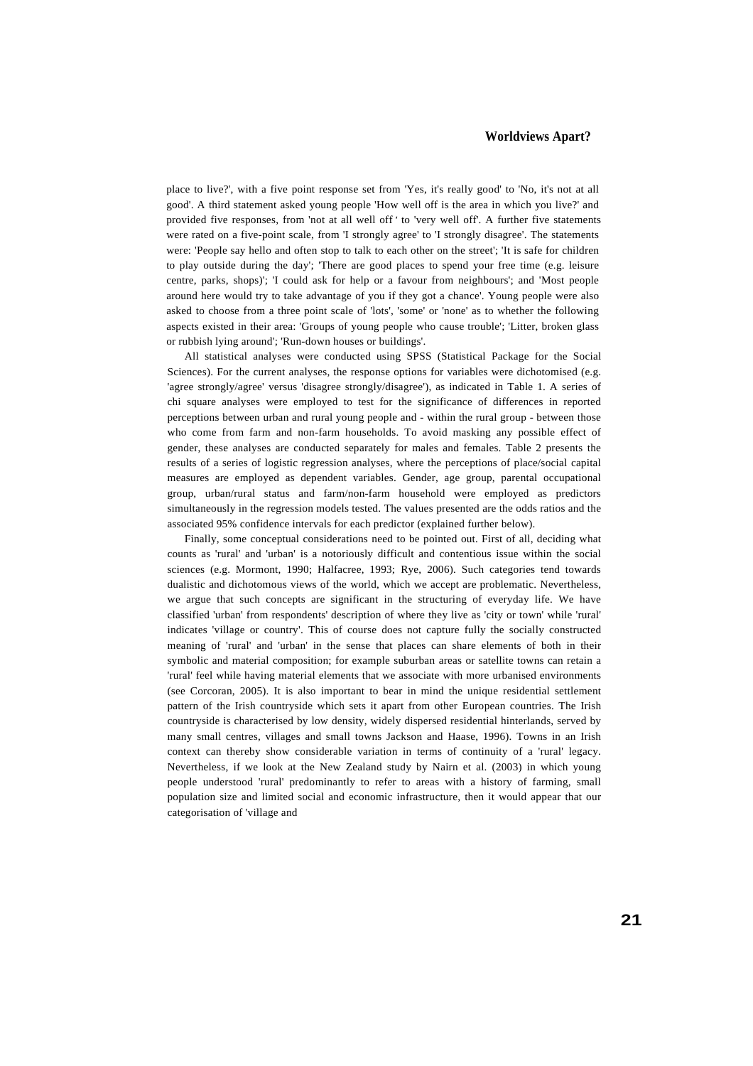place to live?', with a five point response set from 'Yes, it's really good' to 'No, it's not at all good'. A third statement asked young people 'How well off is the area in which you live?' and provided five responses, from 'not at all well off ' to 'very well off'. A further five statements were rated on a five-point scale, from 'I strongly agree' to 'I strongly disagree'. The statements were: 'People say hello and often stop to talk to each other on the street'; 'It is safe for children to play outside during the day'; 'There are good places to spend your free time (e.g. leisure centre, parks, shops)'; 'I could ask for help or a favour from neighbours'; and 'Most people around here would try to take advantage of you if they got a chance'. Young people were also asked to choose from a three point scale of 'lots', 'some' or 'none' as to whether the following aspects existed in their area: 'Groups of young people who cause trouble'; 'Litter, broken glass or rubbish lying around'; 'Run-down houses or buildings'.

All statistical analyses were conducted using SPSS (Statistical Package for the Social Sciences). For the current analyses, the response options for variables were dichotomised (e.g. 'agree strongly/agree' versus 'disagree strongly/disagree'), as indicated in Table 1. A series of chi square analyses were employed to test for the significance of differences in reported perceptions between urban and rural young people and - within the rural group - between those who come from farm and non-farm households. To avoid masking any possible effect of gender, these analyses are conducted separately for males and females. Table 2 presents the results of a series of logistic regression analyses, where the perceptions of place/social capital measures are employed as dependent variables. Gender, age group, parental occupational group, urban/rural status and farm/non-farm household were employed as predictors simultaneously in the regression models tested. The values presented are the odds ratios and the associated 95% confidence intervals for each predictor (explained further below).

Finally, some conceptual considerations need to be pointed out. First of all, deciding what counts as 'rural' and 'urban' is a notoriously difficult and contentious issue within the social sciences (e.g. Mormont, 1990; Halfacree, 1993; Rye, 2006). Such categories tend towards dualistic and dichotomous views of the world, which we accept are problematic. Nevertheless, we argue that such concepts are significant in the structuring of everyday life. We have classified 'urban' from respondents' description of where they live as 'city or town' while 'rural' indicates 'village or country'. This of course does not capture fully the socially constructed meaning of 'rural' and 'urban' in the sense that places can share elements of both in their symbolic and material composition; for example suburban areas or satellite towns can retain a 'rural' feel while having material elements that we associate with more urbanised environments (see Corcoran, 2005). It is also important to bear in mind the unique residential settlement pattern of the Irish countryside which sets it apart from other European countries. The Irish countryside is characterised by low density, widely dispersed residential hinterlands, served by many small centres, villages and small towns Jackson and Haase, 1996). Towns in an Irish context can thereby show considerable variation in terms of continuity of a 'rural' legacy. Nevertheless, if we look at the New Zealand study by Nairn et al. (2003) in which young people understood 'rural' predominantly to refer to areas with a history of farming, small population size and limited social and economic infrastructure, then it would appear that our categorisation of 'village and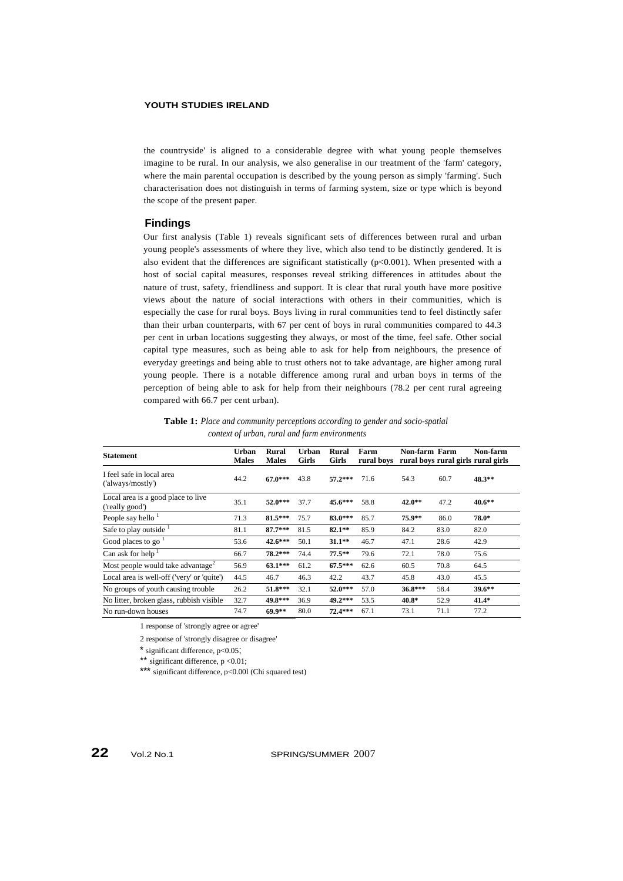the countryside' is aligned to a considerable degree with what young people themselves imagine to be rural. In our analysis, we also generalise in our treatment of the 'farm' category, where the main parental occupation is described by the young person as simply 'farming'. Such characterisation does not distinguish in terms of farming system, size or type which is beyond the scope of the present paper.

## Findings

Our first analysis (Table 1) reveals significant sets of differences between rural and urban young people's assessments of where they live, which also tend to be distinctly gendered. It is also evident that the differences are significant statistically ($p<0.001$). When presented with a host of social capital measures, responses reveal striking differences in attitudes about the nature of trust, safety, friendliness and support. It is clear that rural youth have more positive views about the nature of social interactions with others in their communities, which is especially the case for rural boys. Boys living in rural communities tend to feel distinctly safer than their urban counterparts, with 67 per cent of boys in rural communities compared to 44.3 per cent in urban locations suggesting they always, or most of the time, feel safe. Other social capital type measures, such as being able to ask for help from neighbours, the presence of everyday greetings and being able to trust others not to take advantage, are higher among rural young people. There is a notable difference among rural and urban boys in terms of the perception of being able to ask for help from their neighbours (78.2 per cent rural agreeing compared with 66.7 per cent urban).

**Table 1:** *Place and community perceptions according to gender and socio-spatial context of urban, rural and farm environments*

| Statement | Urban Males | Rural Males | Urban Girls | Rural Girls | Farm rural boys | Non-farm rural boys | Farm rural girls | Non-farm rural girls |
|---|---|---|---|---|---|---|---|---|
| I feel safe in local area ('always/mostly') | 44.2 | **67.0*** ** | 43.8 | **57.2*** ** | 71.6 | 54.3 | 60.7 | **48.3** ** |
| Local area is a good place to live ('really good') | 35.1 | **52.0*** ** | 37.7 | **45.6*** ** | 58.8 | **42.0** ** | 47.2 | **40.6** ** |
| People say hello [1] | 71.3 | **81.5*** ** | 75.7 | **83.0*** ** | 85.7 | **75.9** ** | 86.0 | **78.0*** |
| Safe to play outside [1] | 81.1 | **87.7*** ** | 81.5 | **82.1** ** | 85.9 | 84.2 | 83.0 | 82.0 |
| Good places to go [1] | 53.6 | **42.6*** ** | 50.1 | **31.1** ** | 46.7 | 47.1 | 28.6 | 42.9 |
| Can ask for help [1] | 66.7 | **78.2*** ** | 74.4 | **77.5** ** | 79.6 | 72.1 | 78.0 | 75.6 |
| Most people would take advantage[2] | 56.9 | **63.1*** ** | 61.2 | **67.5*** ** | 62.6 | 60.5 | 70.8 | 64.5 |
| Local area is well-off ('very' or 'quite') | 44.5 | 46.7 | 46.3 | 42.2 | 43.7 | 45.8 | 43.0 | 45.5 |
| No groups of youth causing trouble | 26.2 | **51.8*** ** | 32.1 | **52.0*** ** | 57.0 | **36.8*** ** | 58.4 | **39.6** ** |
| No litter, broken glass, rubbish visible | 32.7 | **49.8*** ** | 36.9 | **49.2*** ** | 53.5 | **40.8*** | 52.9 | **41.4*** |
| No run-down houses | 74.7 | **69.9** ** | 80.0 | **72.4*** ** | 67.1 | 73.1 | 71.1 | 77.2 |

1 response of 'strongly agree or agree'

2 response of 'strongly disagree or disagree'

* significant difference, $p<0.05$;

** significant difference, $p<0.01$;

*** significant difference, $p<0.001$ (Chi squared test)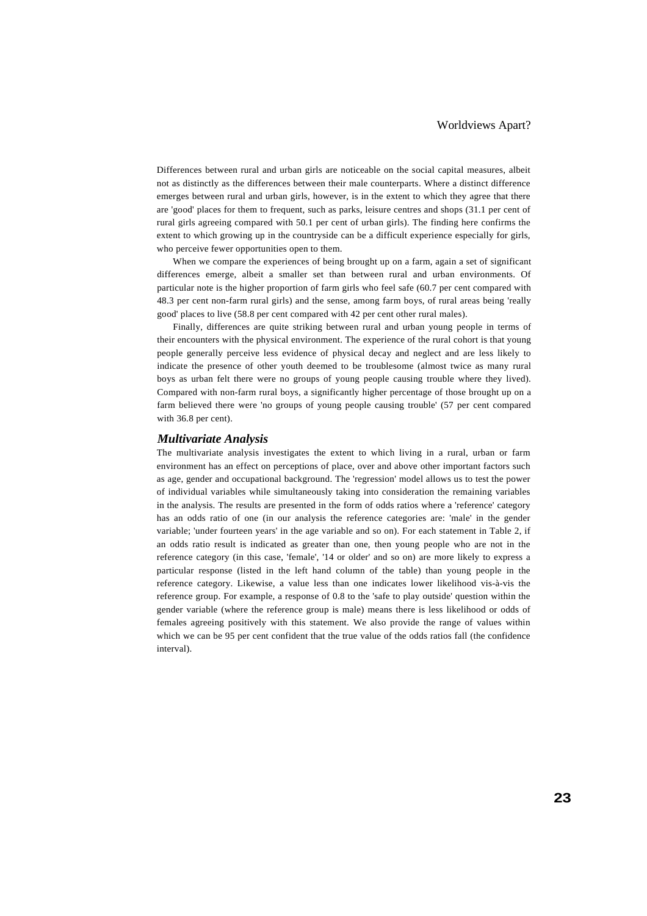Differences between rural and urban girls are noticeable on the social capital measures, albeit not as distinctly as the differences between their male counterparts. Where a distinct difference emerges between rural and urban girls, however, is in the extent to which they agree that there are 'good' places for them to frequent, such as parks, leisure centres and shops (31.1 per cent of rural girls agreeing compared with 50.1 per cent of urban girls). The finding here confirms the extent to which growing up in the countryside can be a difficult experience especially for girls, who perceive fewer opportunities open to them.

When we compare the experiences of being brought up on a farm, again a set of significant differences emerge, albeit a smaller set than between rural and urban environments. Of particular note is the higher proportion of farm girls who feel safe (60.7 per cent compared with 48.3 per cent non-farm rural girls) and the sense, among farm boys, of rural areas being 'really good' places to live (58.8 per cent compared with 42 per cent other rural males).

Finally, differences are quite striking between rural and urban young people in terms of their encounters with the physical environment. The experience of the rural cohort is that young people generally perceive less evidence of physical decay and neglect and are less likely to indicate the presence of other youth deemed to be troublesome (almost twice as many rural boys as urban felt there were no groups of young people causing trouble where they lived). Compared with non-farm rural boys, a significantly higher percentage of those brought up on a farm believed there were 'no groups of young people causing trouble' (57 per cent compared with 36.8 per cent).

### ***Multivariate Analysis***

The multivariate analysis investigates the extent to which living in a rural, urban or farm environment has an effect on perceptions of place, over and above other important factors such as age, gender and occupational background. The 'regression' model allows us to test the power of individual variables while simultaneously taking into consideration the remaining variables in the analysis. The results are presented in the form of odds ratios where a 'reference' category has an odds ratio of one (in our analysis the reference categories are: 'male' in the gender variable; 'under fourteen years' in the age variable and so on). For each statement in Table 2, if an odds ratio result is indicated as greater than one, then young people who are not in the reference category (in this case, 'female', '14 or older' and so on) are more likely to express a particular response (listed in the left hand column of the table) than young people in the reference category. Likewise, a value less than one indicates lower likelihood vis-à-vis the reference group. For example, a response of 0.8 to the 'safe to play outside' question within the gender variable (where the reference group is male) means there is less likelihood or odds of females agreeing positively with this statement. We also provide the range of values within which we can be 95 per cent confident that the true value of the odds ratios fall (the confidence interval).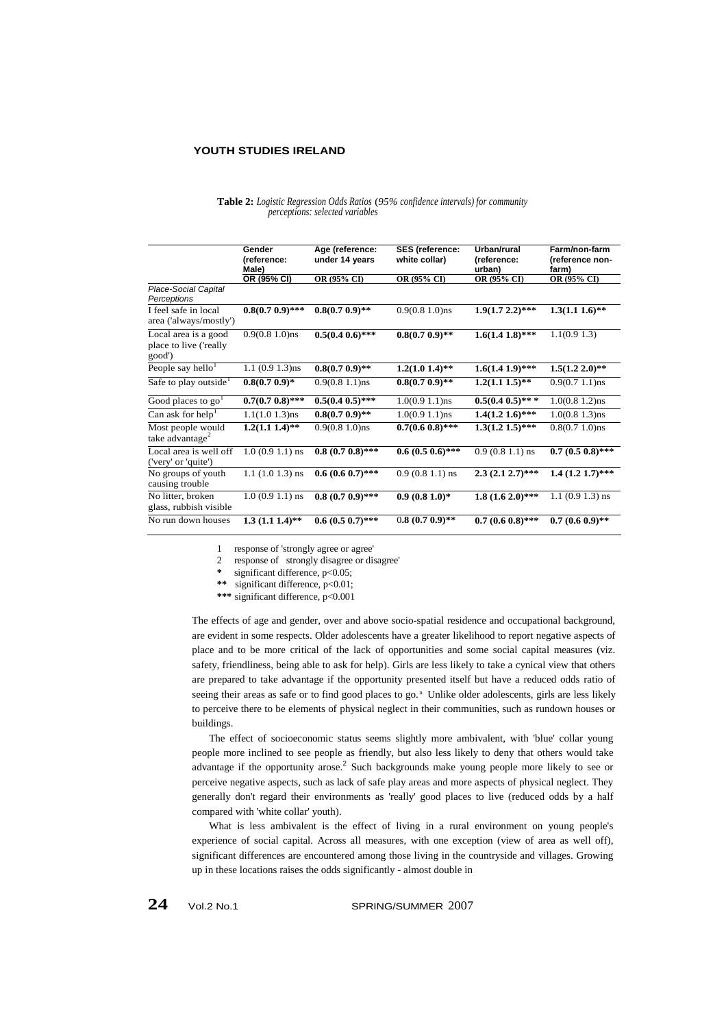**Table 2:** *Logistic Regression Odds Ratios (95% confidence intervals) for community perceptions: selected variables*

| | Gender (reference: Male) | Age (reference: under 14 years | SES (reference: white collar) | Urban/rural (reference: urban) | Farm/non-farm (reference non-farm) |
|---|---|---|---|---|---|
| | OR (95% CI) | OR (95% CI) | OR (95% CI) | OR (95% CI) | OR (95% CI) |
| *Place-Social Capital Perceptions* | | | | | |
| I feel safe in local area ('always/mostly') | **0.8(0.7 0.9)*** ** | **0.8(0.7 0.9)** ** | 0.9(0.8 1.0)ns | **1.9(1.7 2.2)*** ** | **1.3(1.1 1.6)** ** |
| Local area is a good place to live ('really good') | 0.9(0.8 1.0)ns | **0.5(0.4 0.6)*** ** | **0.8(0.7 0.9)** ** | **1.6(1.4 1.8)*** ** | 1.1(0.9 1.3) |
| People say hello[1] | 1.1 (0.9 1.3)ns | **0.8(0.7 0.9)** ** | **1.2(1.0 1.4)** ** | **1.6(1.4 1.9)*** ** | **1.5(1.2 2.0)** ** |
| Safe to play outside[1] | **0.8(0.7 0.9)* ** | 0.9(0.8 1.1)ns | **0.8(0.7 0.9)** ** | **1.2(1.1 1.5)** ** | 0.9(0.7 1.1)ns |
| Good places to go[1] | **0.7(0.7 0.8)*** ** | **0.5(0.4 0.5)*** ** | 1.0(0.9 1.1)ns | **0.5(0.4 0.5)** * ** | 1.0(0.8 1.2)ns |
| Can ask for help[1] | 1.1(1.0 1.3)ns | **0.8(0.7 0.9)** ** | 1.0(0.9 1.1)ns | **1.4(1.2 1.6)*** ** | 1.0(0.8 1.3)ns |
| Most people would take advantage[2] | **1.2(1.1 1.4)** ** | 0.9(0.8 1.0)ns | **0.7(0.6 0.8)*** ** | **1.3(1.2 1.5)*** ** | 0.8(0.7 1.0)ns |
| Local area is well off ('very' or 'quite') | 1.0 (0.9 1.1) ns | **0.8 (0.7 0.8)*** ** | **0.6 (0.5 0.6)*** ** | 0.9 (0.8 1.1) ns | **0.7 (0.5 0.8)*** ** |
| No groups of youth causing trouble | 1.1 (1.0 1.3) ns | **0.6 (0.6 0.7)*** ** | 0.9 (0.8 1.1) ns | **2.3 (2.1 2.7)*** ** | **1.4 (1.2 1.7)*** ** |
| No litter, broken glass, rubbish visible | 1.0 (0.9 1.1) ns | **0.8 (0.7 0.9)*** ** | **0.9 (0.8 1.0)* ** | **1.8 (1.6 2.0)*** ** | 1.1 (0.9 1.3) ns |
| No run down houses | **1.3 (1.1 1.4)** ** | **0.6 (0.5 0.7)*** ** | **0.8 (0.7 0.9)** ** | **0.7 (0.6 0.8)*** ** | **0.7 (0.6 0.9)** ** |

1 response of 'strongly agree or agree'
2 response of strongly disagree or disagree'
* significant difference, $p<0.05$;
** significant difference, $p<0.01$;
*** significant difference, $p<0.001$

The effects of age and gender, over and above socio-spatial residence and occupational background, are evident in some respects. Older adolescents have a greater likelihood to report negative aspects of place and to be more critical of the lack of opportunities and some social capital measures (viz. safety, friendliness, being able to ask for help). Girls are less likely to take a cynical view that others are prepared to take advantage if the opportunity presented itself but have a reduced odds ratio of seeing their areas as safe or to find good places to go.[1] Unlike older adolescents, girls are less likely to perceive there to be elements of physical neglect in their communities, such as rundown houses or buildings.

The effect of socioeconomic status seems slightly more ambivalent, with 'blue' collar young people more inclined to see people as friendly, but also less likely to deny that others would take advantage if the opportunity arose.[2] Such backgrounds make young people more likely to see or perceive negative aspects, such as lack of safe play areas and more aspects of physical neglect. They generally don't regard their environments as 'really' good places to live (reduced odds by a half compared with 'white collar' youth).

What is less ambivalent is the effect of living in a rural environment on young people's experience of social capital. Across all measures, with one exception (view of area as well off), significant differences are encountered among those living in the countryside and villages. Growing up in these locations raises the odds significantly - almost double in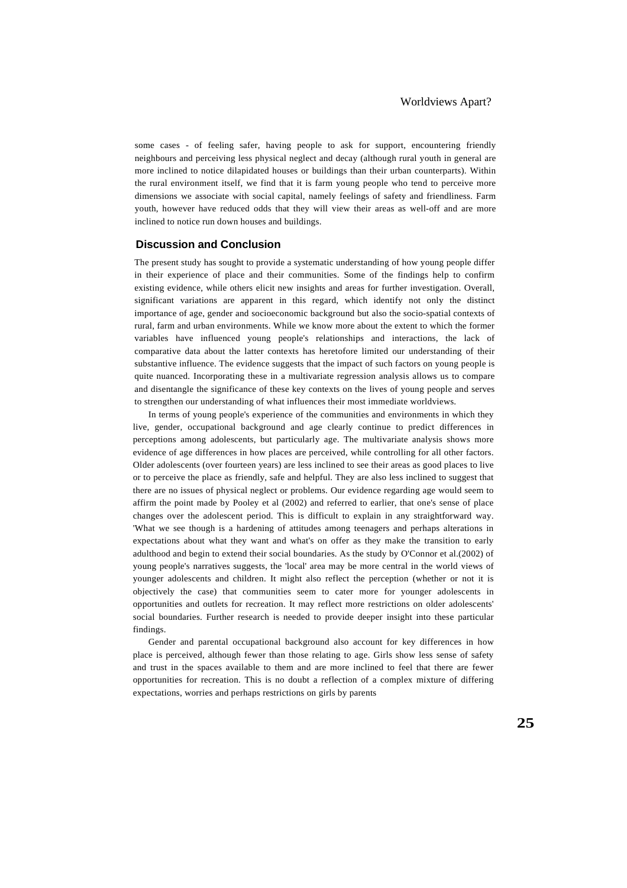some cases - of feeling safer, having people to ask for support, encountering friendly neighbours and perceiving less physical neglect and decay (although rural youth in general are more inclined to notice dilapidated houses or buildings than their urban counterparts). Within the rural environment itself, we find that it is farm young people who tend to perceive more dimensions we associate with social capital, namely feelings of safety and friendliness. Farm youth, however have reduced odds that they will view their areas as well-off and are more inclined to notice run down houses and buildings.

## Discussion and Conclusion

The present study has sought to provide a systematic understanding of how young people differ in their experience of place and their communities. Some of the findings help to confirm existing evidence, while others elicit new insights and areas for further investigation. Overall, significant variations are apparent in this regard, which identify not only the distinct importance of age, gender and socioeconomic background but also the socio-spatial contexts of rural, farm and urban environments. While we know more about the extent to which the former variables have influenced young people's relationships and interactions, the lack of comparative data about the latter contexts has heretofore limited our understanding of their substantive influence. The evidence suggests that the impact of such factors on young people is quite nuanced. Incorporating these in a multivariate regression analysis allows us to compare and disentangle the significance of these key contexts on the lives of young people and serves to strengthen our understanding of what influences their most immediate worldviews.

In terms of young people's experience of the communities and environments in which they live, gender, occupational background and age clearly continue to predict differences in perceptions among adolescents, but particularly age. The multivariate analysis shows more evidence of age differences in how places are perceived, while controlling for all other factors. Older adolescents (over fourteen years) are less inclined to see their areas as good places to live or to perceive the place as friendly, safe and helpful. They are also less inclined to suggest that there are no issues of physical neglect or problems. Our evidence regarding age would seem to affirm the point made by Pooley et al (2002) and referred to earlier, that one's sense of place changes over the adolescent period. This is difficult to explain in any straightforward way. 'What we see though is a hardening of attitudes among teenagers and perhaps alterations in expectations about what they want and what's on offer as they make the transition to early adulthood and begin to extend their social boundaries. As the study by O'Connor et al.(2002) of young people's narratives suggests, the 'local' area may be more central in the world views of younger adolescents and children. It might also reflect the perception (whether or not it is objectively the case) that communities seem to cater more for younger adolescents in opportunities and outlets for recreation. It may reflect more restrictions on older adolescents' social boundaries. Further research is needed to provide deeper insight into these particular findings.

Gender and parental occupational background also account for key differences in how place is perceived, although fewer than those relating to age. Girls show less sense of safety and trust in the spaces available to them and are more inclined to feel that there are fewer opportunities for recreation. This is no doubt a reflection of a complex mixture of differing expectations, worries and perhaps restrictions on girls by parents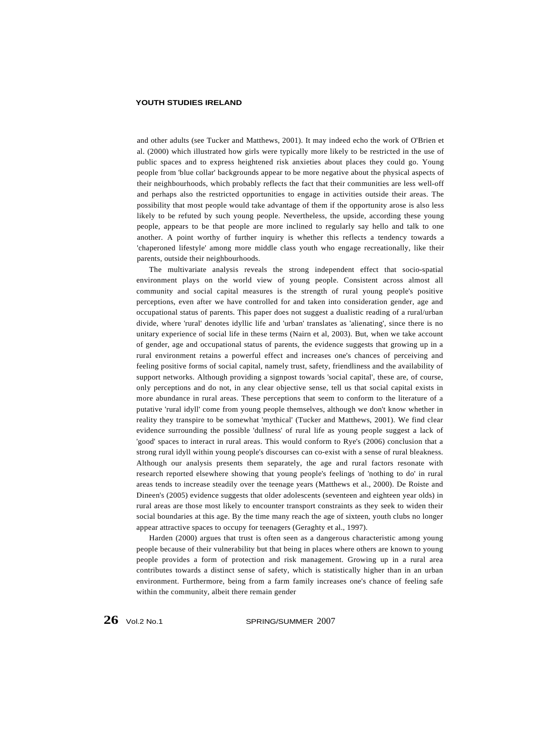and other adults (see Tucker and Matthews, 2001). It may indeed echo the work of O'Brien et al. (2000) which illustrated how girls were typically more likely to be restricted in the use of public spaces and to express heightened risk anxieties about places they could go. Young people from 'blue collar' backgrounds appear to be more negative about the physical aspects of their neighbourhoods, which probably reflects the fact that their communities are less well-off and perhaps also the restricted opportunities to engage in activities outside their areas. The possibility that most people would take advantage of them if the opportunity arose is also less likely to be refuted by such young people. Nevertheless, the upside, according these young people, appears to be that people are more inclined to regularly say hello and talk to one another. A point worthy of further inquiry is whether this reflects a tendency towards a 'chaperoned lifestyle' among more middle class youth who engage recreationally, like their parents, outside their neighbourhoods.

The multivariate analysis reveals the strong independent effect that socio-spatial environment plays on the world view of young people. Consistent across almost all community and social capital measures is the strength of rural young people's positive perceptions, even after we have controlled for and taken into consideration gender, age and occupational status of parents. This paper does not suggest a dualistic reading of a rural/urban divide, where 'rural' denotes idyllic life and 'urban' translates as 'alienating', since there is no unitary experience of social life in these terms (Nairn et al, 2003). But, when we take account of gender, age and occupational status of parents, the evidence suggests that growing up in a rural environment retains a powerful effect and increases one's chances of perceiving and feeling positive forms of social capital, namely trust, safety, friendliness and the availability of support networks. Although providing a signpost towards 'social capital', these are, of course, only perceptions and do not, in any clear objective sense, tell us that social capital exists in more abundance in rural areas. These perceptions that seem to conform to the literature of a putative 'rural idyll' come from young people themselves, although we don't know whether in reality they transpire to be somewhat 'mythical' (Tucker and Matthews, 2001). We find clear evidence surrounding the possible 'dullness' of rural life as young people suggest a lack of 'good' spaces to interact in rural areas. This would conform to Rye's (2006) conclusion that a strong rural idyll within young people's discourses can co-exist with a sense of rural bleakness. Although our analysis presents them separately, the age and rural factors resonate with research reported elsewhere showing that young people's feelings of 'nothing to do' in rural areas tends to increase steadily over the teenage years (Matthews et al., 2000). De Roiste and Dineen's (2005) evidence suggests that older adolescents (seventeen and eighteen year olds) in rural areas are those most likely to encounter transport constraints as they seek to widen their social boundaries at this age. By the time many reach the age of sixteen, youth clubs no longer appear attractive spaces to occupy for teenagers (Geraghty et al., 1997).

Harden (2000) argues that trust is often seen as a dangerous characteristic among young people because of their vulnerability but that being in places where others are known to young people provides a form of protection and risk management. Growing up in a rural area contributes towards a distinct sense of safety, which is statistically higher than in an urban environment. Furthermore, being from a farm family increases one's chance of feeling safe within the community, albeit there remain gender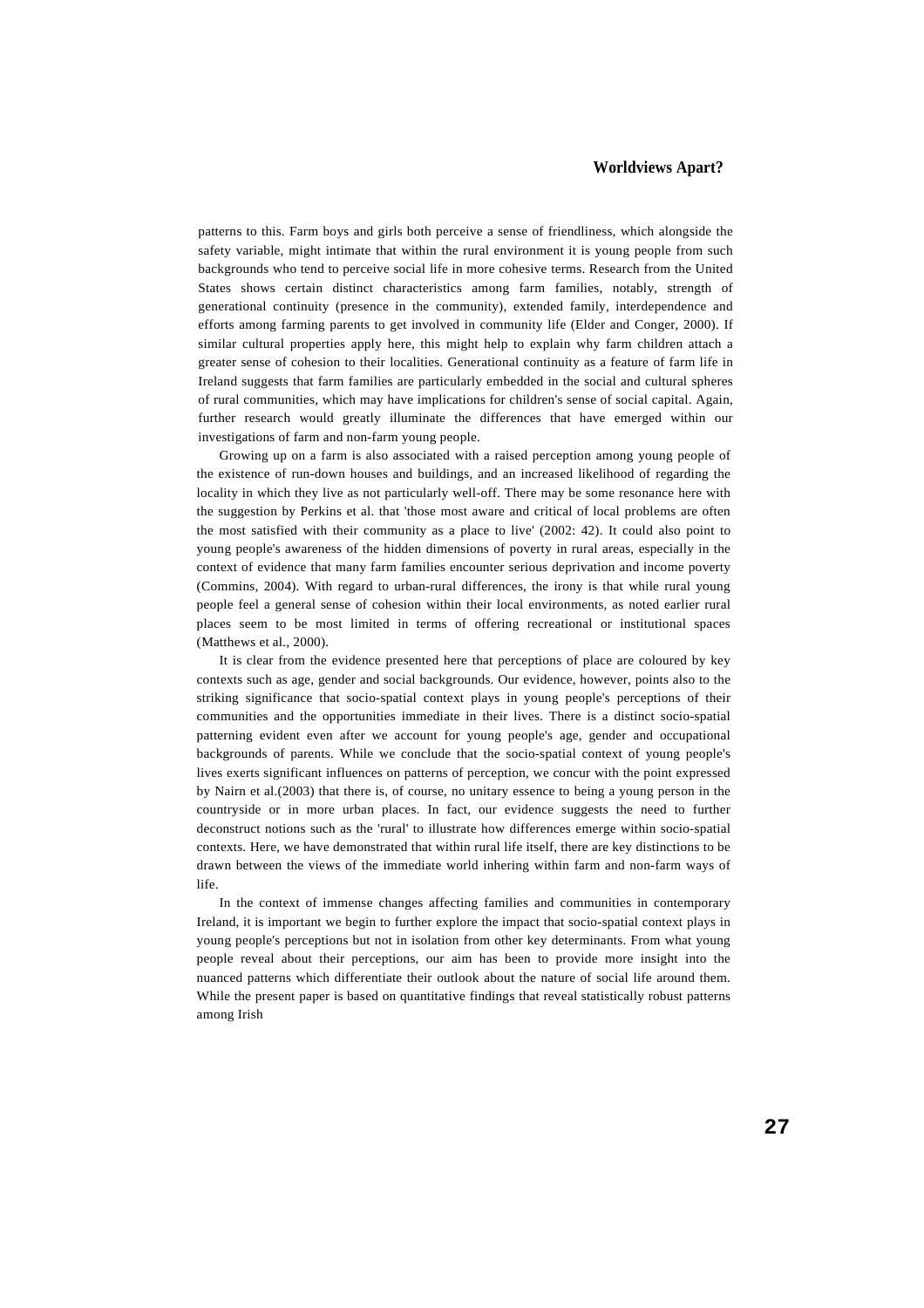patterns to this. Farm boys and girls both perceive a sense of friendliness, which alongside the safety variable, might intimate that within the rural environment it is young people from such backgrounds who tend to perceive social life in more cohesive terms. Research from the United States shows certain distinct characteristics among farm families, notably, strength of generational continuity (presence in the community), extended family, interdependence and efforts among farming parents to get involved in community life (Elder and Conger, 2000). If similar cultural properties apply here, this might help to explain why farm children attach a greater sense of cohesion to their localities. Generational continuity as a feature of farm life in Ireland suggests that farm families are particularly embedded in the social and cultural spheres of rural communities, which may have implications for children's sense of social capital. Again, further research would greatly illuminate the differences that have emerged within our investigations of farm and non-farm young people.

Growing up on a farm is also associated with a raised perception among young people of the existence of run-down houses and buildings, and an increased likelihood of regarding the locality in which they live as not particularly well-off. There may be some resonance here with the suggestion by Perkins et al. that 'those most aware and critical of local problems are often the most satisfied with their community as a place to live' (2002: 42). It could also point to young people's awareness of the hidden dimensions of poverty in rural areas, especially in the context of evidence that many farm families encounter serious deprivation and income poverty (Commins, 2004). With regard to urban-rural differences, the irony is that while rural young people feel a general sense of cohesion within their local environments, as noted earlier rural places seem to be most limited in terms of offering recreational or institutional spaces (Matthews et al., 2000).

It is clear from the evidence presented here that perceptions of place are coloured by key contexts such as age, gender and social backgrounds. Our evidence, however, points also to the striking significance that socio-spatial context plays in young people's perceptions of their communities and the opportunities immediate in their lives. There is a distinct socio-spatial patterning evident even after we account for young people's age, gender and occupational backgrounds of parents. While we conclude that the socio-spatial context of young people's lives exerts significant influences on patterns of perception, we concur with the point expressed by Nairn et al.(2003) that there is, of course, no unitary essence to being a young person in the countryside or in more urban places. In fact, our evidence suggests the need to further deconstruct notions such as the 'rural' to illustrate how differences emerge within socio-spatial contexts. Here, we have demonstrated that within rural life itself, there are key distinctions to be drawn between the views of the immediate world inhering within farm and non-farm ways of life.

In the context of immense changes affecting families and communities in contemporary Ireland, it is important we begin to further explore the impact that socio-spatial context plays in young people's perceptions but not in isolation from other key determinants. From what young people reveal about their perceptions, our aim has been to provide more insight into the nuanced patterns which differentiate their outlook about the nature of social life around them. While the present paper is based on quantitative findings that reveal statistically robust patterns among Irish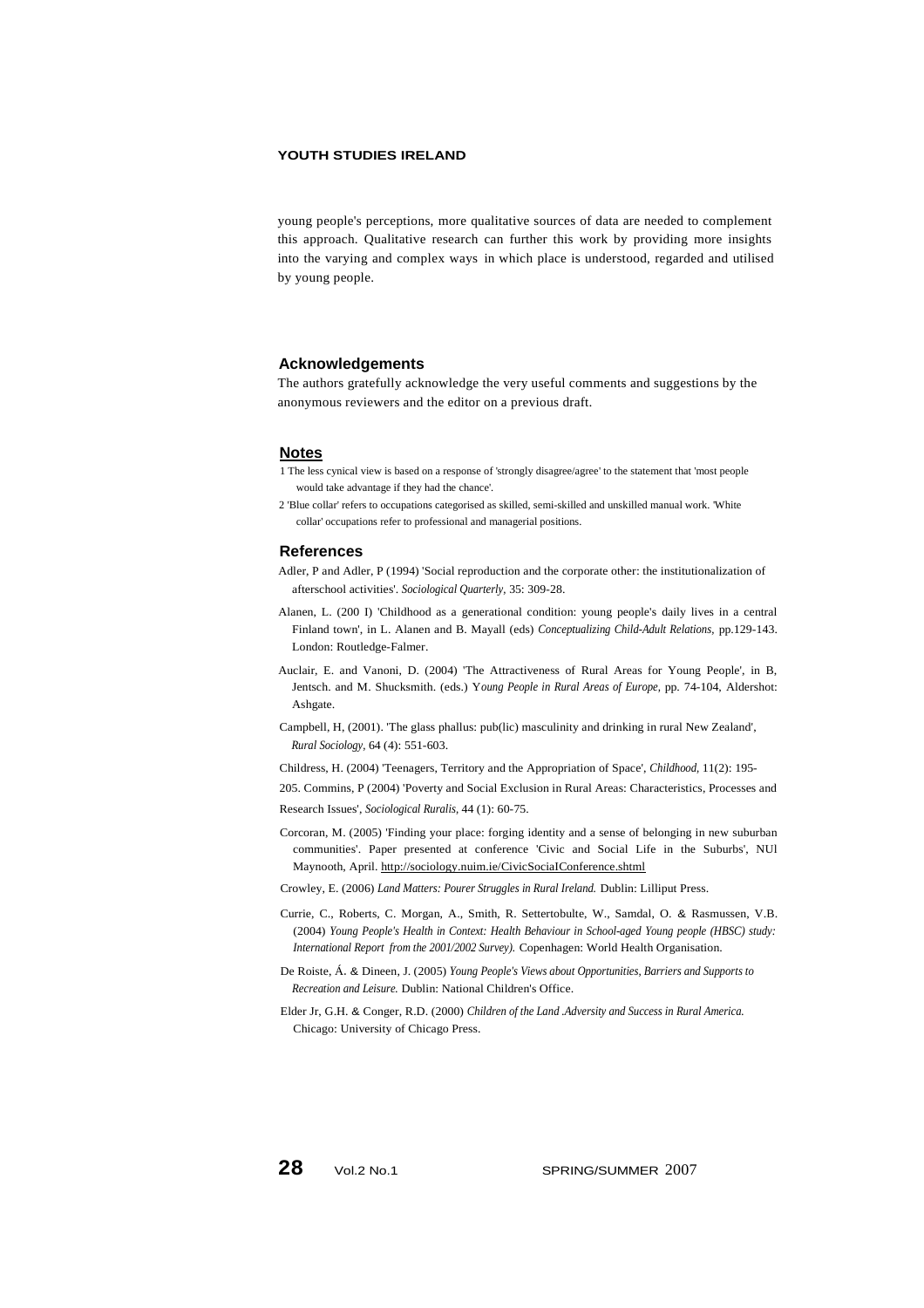young people's perceptions, more qualitative sources of data are needed to complement this approach. Qualitative research can further this work by providing more insights into the varying and complex ways in which place is understood, regarded and utilised by young people.

## Acknowledgements

The authors gratefully acknowledge the very useful comments and suggestions by the anonymous reviewers and the editor on a previous draft.

## Notes

1 The less cynical view is based on a response of 'strongly disagree/agree' to the statement that 'most people would take advantage if they had the chance'.

2 'Blue collar' refers to occupations categorised as skilled, semi-skilled and unskilled manual work. 'White collar' occupations refer to professional and managerial positions.

## References

Adler, P and Adler, P (1994) 'Social reproduction and the corporate other: the institutionalization of afterschool activities'. *Sociological Quarterly*, 35: 309-28.

Alanen, L. (200 I) 'Childhood as a generational condition: young people's daily lives in a central Finland town', in L. Alanen and B. Mayall (eds) *Conceptualizing Child-Adult Relations*, pp.129-143. London: Routledge-Falmer.

Auclair, E. and Vanoni, D. (2004) 'The Attractiveness of Rural Areas for Young People', in B, Jentsch. and M. Shucksmith. (eds.) *Young People in Rural Areas of Europe,* pp. 74-104, Aldershot: Ashgate.

Campbell, H, (2001). 'The glass phallus: pub(lic) masculinity and drinking in rural New Zealand', *Rural Sociology,* 64 (4): 551-603.

Childress, H. (2004) 'Teenagers, Territory and the Appropriation of Space', *Childhood,* 11(2): 195-205.

Commins, P (2004) 'Poverty and Social Exclusion in Rural Areas: Characteristics, Processes and Research Issues', *Sociological Ruralis,* 44 (1): 60-75.

Corcoran, M. (2005) 'Finding your place: forging identity and a sense of belonging in new suburban communities'. Paper presented at conference 'Civic and Social Life in the Suburbs', NUl Maynooth, April. http://sociology.nuim.ie/CivicSociaIConference.shtml

Crowley, E. (2006) *Land Matters: Pourer Struggles in Rural Ireland.* Dublin: Lilliput Press.

Currie, C., Roberts, C. Morgan, A., Smith, R. Settertobulte, W., Samdal, O. & Rasmussen, V.B. (2004) *Young People's Health in Context: Health Behaviour in School-aged Young people (HBSC) study: International Report from the 2001/2002 Survey).* Copenhagen: World Health Organisation.

De Roiste, Á. & Dineen, J. (2005) *Young People's Views about Opportunities, Barriers and Supports to Recreation and Leisure.* Dublin: National Children's Office.

Elder Jr, G.H. & Conger, R.D. (2000) *Children of the Land .Adversity and Success in Rural America.* Chicago: University of Chicago Press.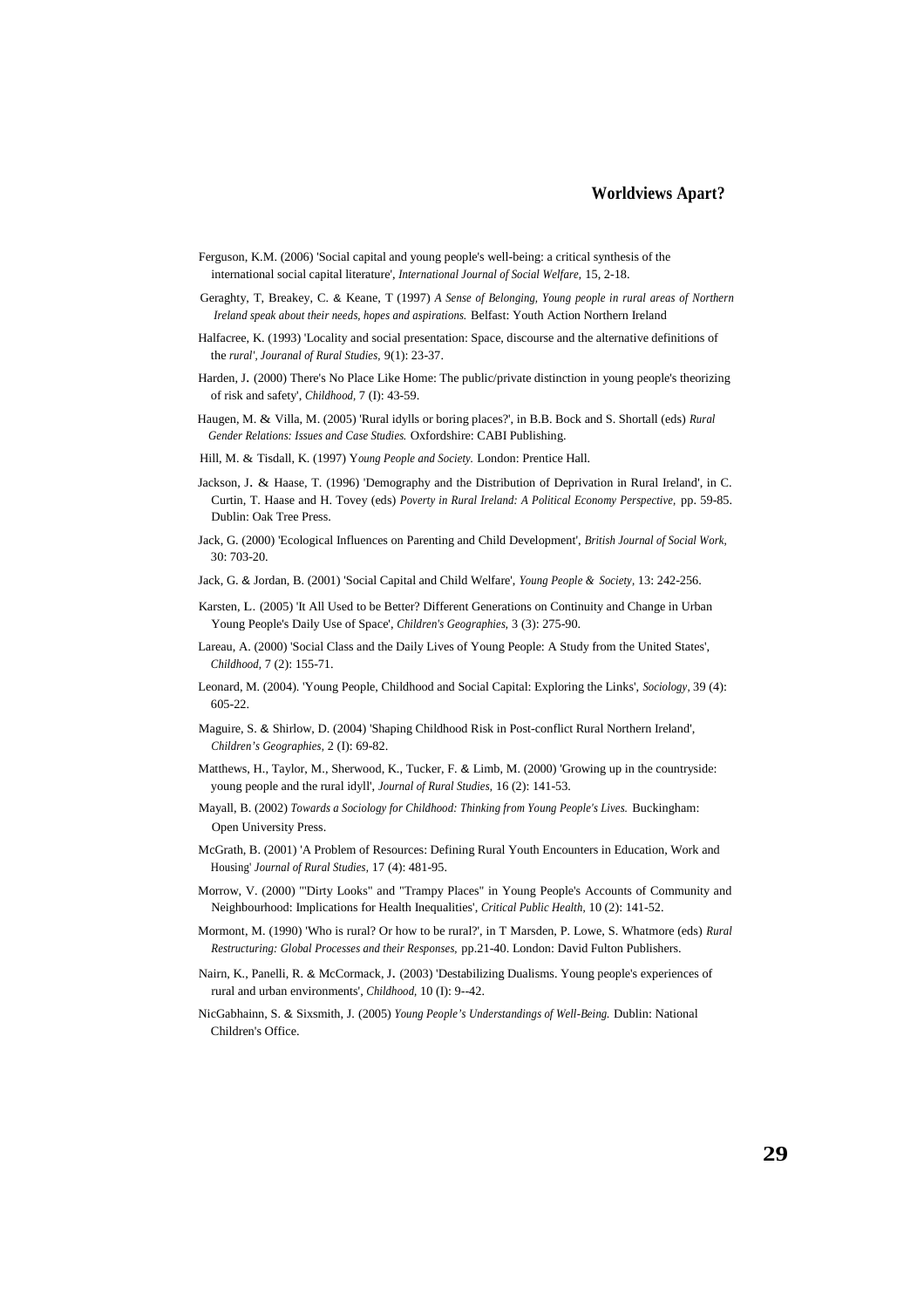Ferguson, K.M. (2006) 'Social capital and young people's well-being: a critical synthesis of the international social capital literature', *International Journal of Social Welfare,* 15, 2-18.

Geraghty, T, Breakey, C. & Keane, T (1997) *A Sense of Belonging, Young people in rural areas of Northern Ireland speak about their needs, hopes and aspirations.* Belfast: Youth Action Northern Ireland

Halfacree, K. (1993) 'Locality and social presentation: Space, discourse and the alternative definitions of the *rural', Jouranal of Rural Studies,* 9(1): 23-37.

Harden, J. (2000) There's No Place Like Home: The public/private distinction in young people's theorizing of risk and safety', *Childhood,* 7 (I): 43-59.

Haugen, M. & Villa, M. (2005) 'Rural idylls or boring places?', in B.B. Bock and S. Shortall (eds) *Rural Gender Relations: Issues and Case Studies.* Oxfordshire: CABI Publishing.

Hill, M. & Tisdall, K. (1997) Y*oung People and Society.* London: Prentice Hall.

Jackson, J. & Haase, T. (1996) 'Demography and the Distribution of Deprivation in Rural Ireland', in C. Curtin, T. Haase and H. Tovey (eds) *Poverty in Rural Ireland: A Political Economy Perspective,* pp. 59-85. Dublin: Oak Tree Press.

Jack, G. (2000) 'Ecological Influences on Parenting and Child Development', *British Journal of Social Work,* 30: 703-20.

Jack, G. & Jordan, B. (2001) 'Social Capital and Child Welfare', *Young People & Society,* 13: 242-256.

Karsten, L. (2005) 'It All Used to be Better? Different Generations on Continuity and Change in Urban Young People's Daily Use of Space', *Children's Geographies,* 3 (3): 275-90.

Lareau, A. (2000) 'Social Class and the Daily Lives of Young People: A Study from the United States', *Childhood,* 7 (2): 155-71.

Leonard, M. (2004). 'Young People, Childhood and Social Capital: Exploring the Links', *Sociology,* 39 (4): 605-22.

Maguire, S. & Shirlow, D. (2004) 'Shaping Childhood Risk in Post-conflict Rural Northern Ireland', *Children's Geographies,* 2 (I): 69-82.

Matthews, H., Taylor, M., Sherwood, K., Tucker, F. & Limb, M. (2000) 'Growing up in the countryside: young people and the rural idyll', *Journal of Rural Studies,* 16 (2): 141-53.

Mayall, B. (2002) *Towards a Sociology for Childhood: Thinking from Young People's Lives.* Buckingham: Open University Press.

McGrath, B. (2001) 'A Problem of Resources: Defining Rural Youth Encounters in Education, Work and Housing' *Journal of Rural Studies,* 17 (4): 481-95.

Morrow, V. (2000) '"Dirty Looks" and "Trampy Places" in Young People's Accounts of Community and Neighbourhood: Implications for Health Inequalities', *Critical Public Health,* 10 (2): 141-52.

Mormont, M. (1990) 'Who is rural? Or how to be rural?', in T Marsden, P. Lowe, S. Whatmore (eds) *Rural Restructuring: Global Processes and their Responses,* pp.21-40. London: David Fulton Publishers.

Nairn, K., Panelli, R. & McCormack, J. (2003) 'Destabilizing Dualisms. Young people's experiences of rural and urban environments', *Childhood,* 10 (I): 9--42.

NicGabhainn, S. & Sixsmith, J. (2005) *Young People's Understandings of Well-Being.* Dublin: National Children's Office.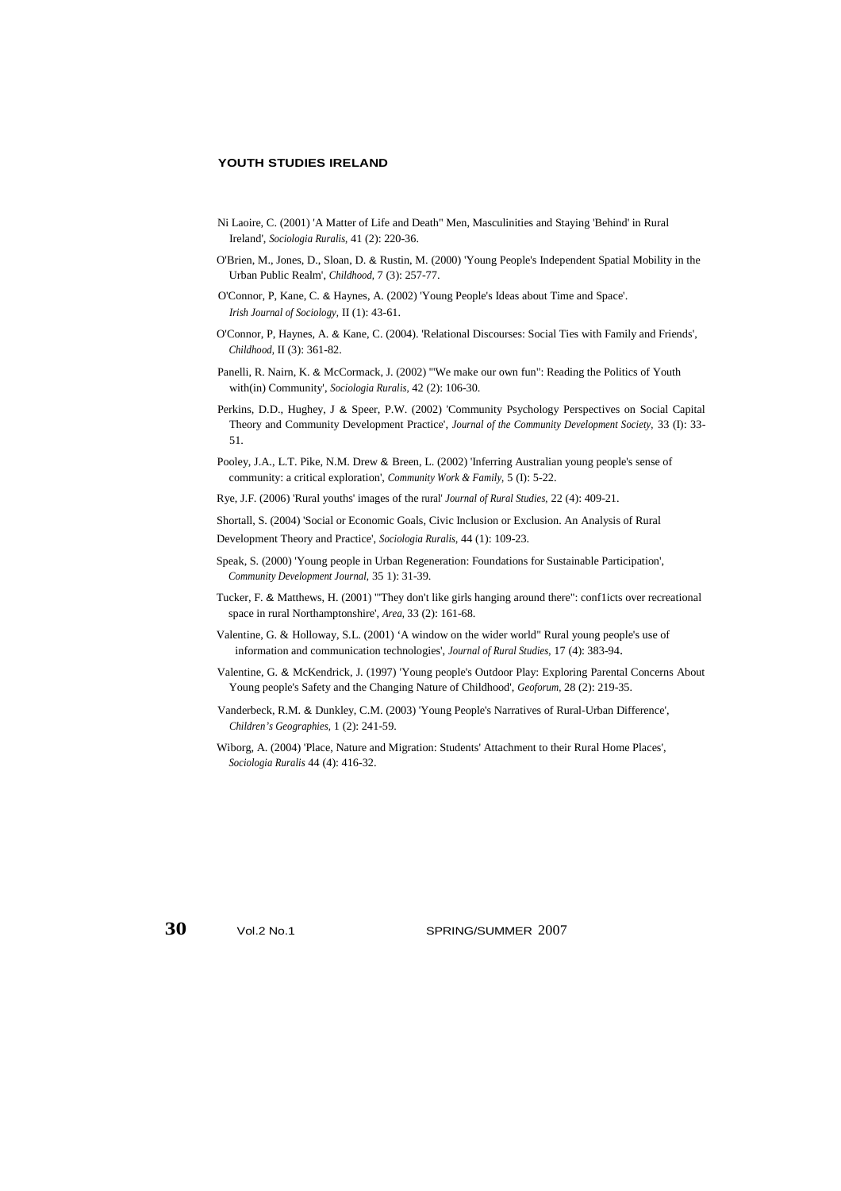Ni Laoire, C. (2001) 'A Matter of Life and Death" Men, Masculinities and Staying 'Behind' in Rural Ireland', *Sociologia Ruralis,* 41 (2): 220-36.

O'Brien, M., Jones, D., Sloan, D. & Rustin, M. (2000) 'Young People's Independent Spatial Mobility in the Urban Public Realm', *Childhood,* 7 (3): 257-77.

O'Connor, P, Kane, C. & Haynes, A. (2002) 'Young People's Ideas about Time and Space'. *Irish Journal of Sociology,* II (1): 43-61.

O'Connor, P, Haynes, A. & Kane, C. (2004). 'Relational Discourses: Social Ties with Family and Friends', *Childhood,* II (3): 361-82.

Panelli, R. Nairn, K. & McCormack, J. (2002) '"We make our own fun": Reading the Politics of Youth with(in) Community', *Sociologia Ruralis,* 42 (2): 106-30.

Perkins, D.D., Hughey, J & Speer, P.W. (2002) 'Community Psychology Perspectives on Social Capital Theory and Community Development Practice', *Journal of the Community Development Society,* 33 (I): 33-51.

Pooley, J.A., L.T. Pike, N.M. Drew & Breen, L. (2002) 'Inferring Australian young people's sense of community: a critical exploration', *Community Work & Family,* 5 (I): 5-22.

Rye, J.F. (2006) 'Rural youths' images of the rural' *Journal of Rural Studies,* 22 (4): 409-21.

Shortall, S. (2004) 'Social or Economic Goals, Civic Inclusion or Exclusion. An Analysis of Rural Development Theory and Practice', *Sociologia Ruralis,* 44 (1): 109-23.

Speak, S. (2000) 'Young people in Urban Regeneration: Foundations for Sustainable Participation', *Community Development Journal,* 35 1): 31-39.

Tucker, F. & Matthews, H. (2001) '"They don't like girls hanging around there": conf1icts over recreational space in rural Northamptonshire', *Area,* 33 (2): 161-68.

Valentine, G. & Holloway, S.L. (2001) 'A window on the wider world" Rural young people's use of information and communication technologies', *Journal of Rural Studies,* 17 (4): 383-94.

Valentine, G. & McKendrick, J. (1997) 'Young people's Outdoor Play: Exploring Parental Concerns About Young people's Safety and the Changing Nature of Childhood', *Geoforum,* 28 (2): 219-35.

Vanderbeck, R.M. & Dunkley, C.M. (2003) 'Young People's Narratives of Rural-Urban Difference', *Children's Geographies,* 1 (2): 241-59.

Wiborg, A. (2004) 'Place, Nature and Migration: Students' Attachment to their Rural Home Places', *Sociologia Ruralis* 44 (4): 416-32.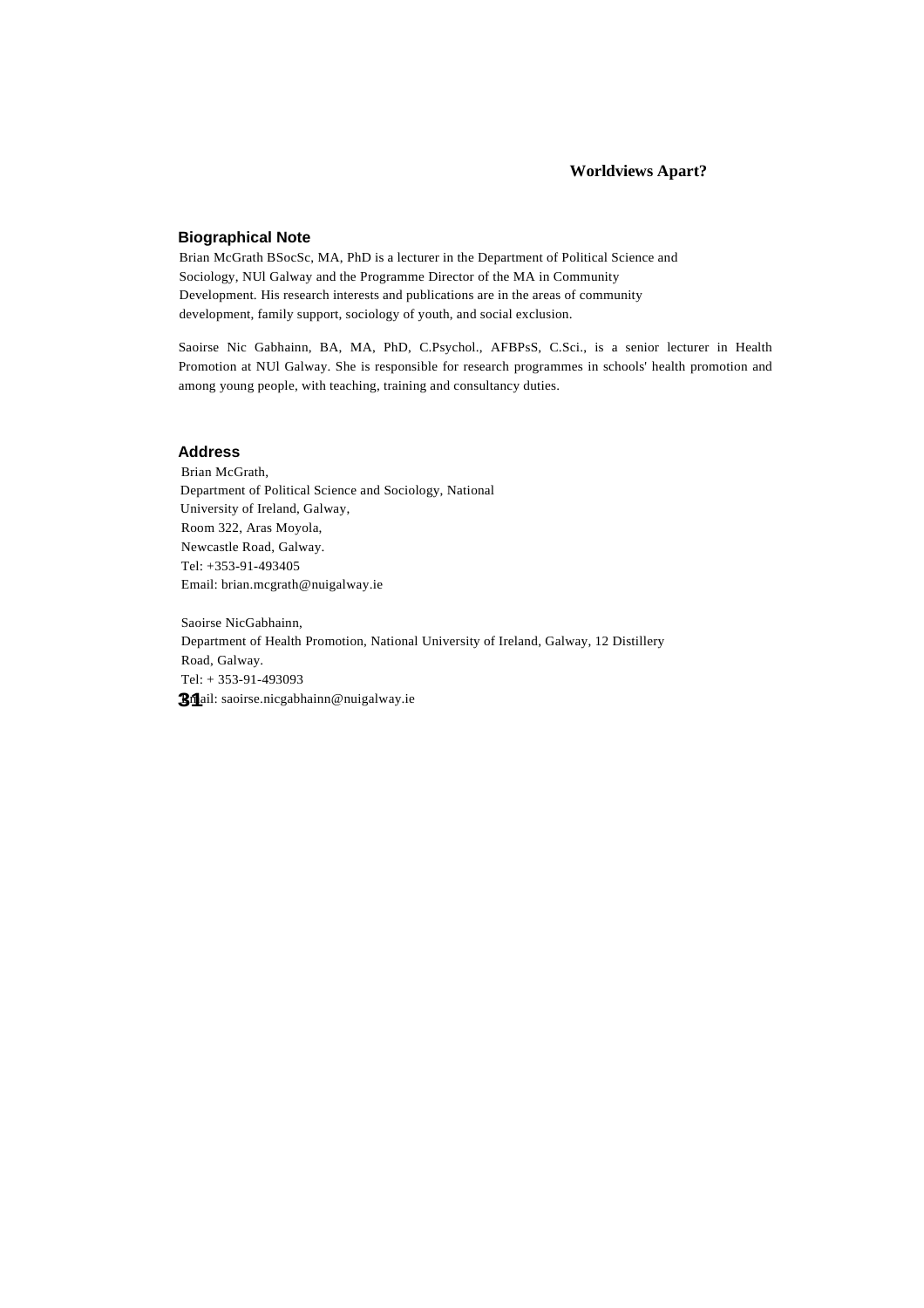## Biographical Note

Brian McGrath BSocSc, MA, PhD is a lecturer in the Department of Political Science and Sociology, NUl Galway and the Programme Director of the MA in Community Development. His research interests and publications are in the areas of community development, family support, sociology of youth, and social exclusion.

Saoirse Nic Gabhainn, BA, MA, PhD, C.Psychol., AFBPsS, C.Sci., is a senior lecturer in Health Promotion at NUl Galway. She is responsible for research programmes in schools' health promotion and among young people, with teaching, training and consultancy duties.

## Address

Brian McGrath,
Department of Political Science and Sociology, National University of Ireland, Galway,
Room 322, Aras Moyola,
Newcastle Road, Galway.
Tel: +353-91-493405
Email: brian.mcgrath@nuigalway.ie

Saoirse NicGabhainn,
Department of Health Promotion, National University of Ireland, Galway, 12 Distillery Road, Galway.
Tel: + 353-91-493093
Email: saoirse.nicgabhainn@nuigalway.ie